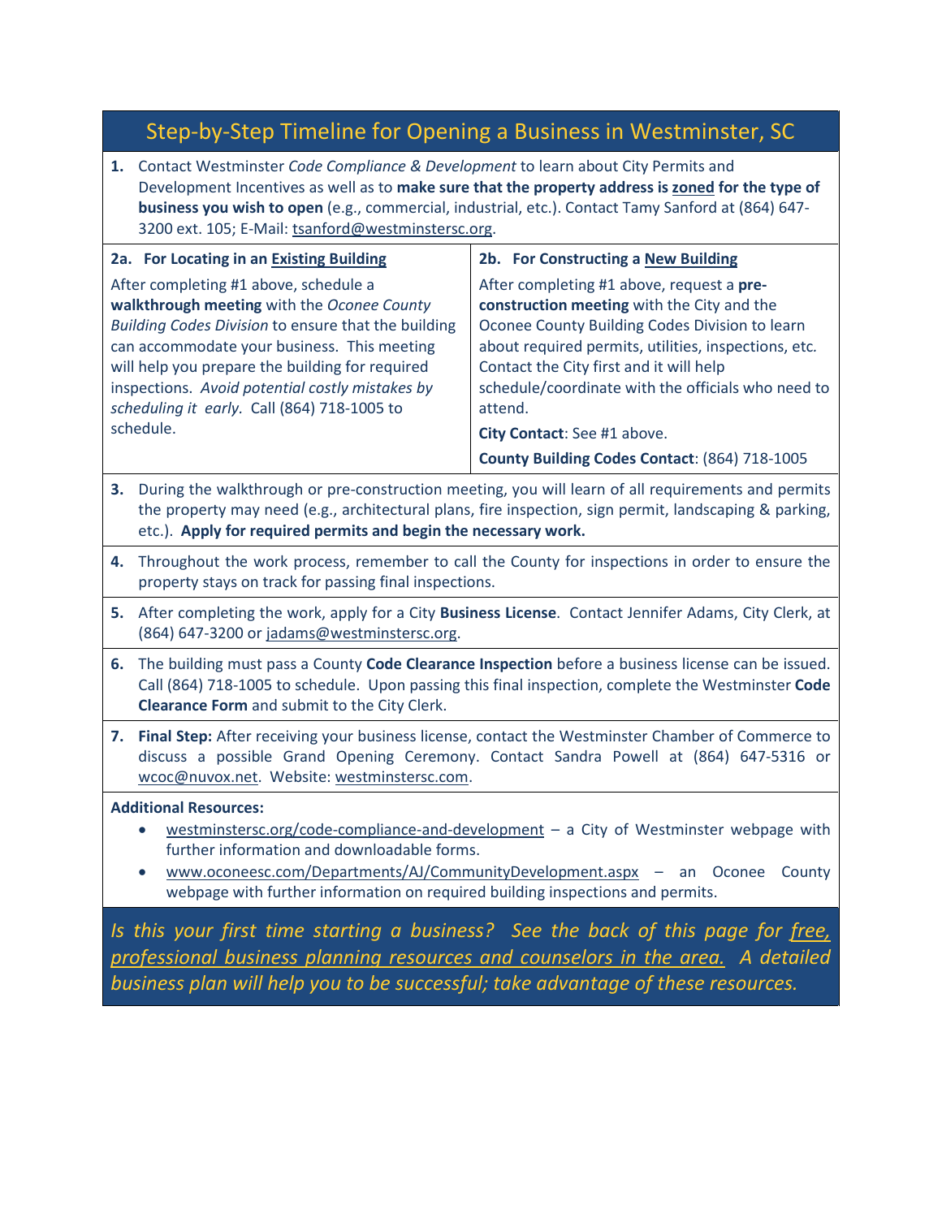# Step-by-Step Timeline for Opening a Business in Westminster, SC

**1.** Contact Westminster *Code Compliance & Development* to learn about City Permits and Development Incentives as well as to **make sure that the property address is zoned for the type of business you wish to open** (e.g., commercial, industrial, etc.). Contact Tamy Sanford at (864) 647-3200 ext. 105; E-Mail: tsanford@westminstersc.org.

**2a. For Locating in an Existing Building**

After completing #1 above, schedule a **walkthrough meeting** with the *Oconee County Building Codes Division* to ensure that the building can accommodate your business. This meeting will help you prepare the building for required inspections. *Avoid potential costly mistakes by scheduling it early.* Call (864) 718-1005 to schedule.

**2b. For Constructing a New Building**

After completing #1 above, request a **pre-construction meeting** with the City and the Oconee County Building Codes Division to learn about required permits, utilities, inspections, etc. Contact the City first and it will help schedule/coordinate with the officials who need to attend.

**City Contact**: See #1 above.

**County Building Codes Contact**: (864) 718-1005

**3.** During the walkthrough or pre-construction meeting, you will learn of all requirements and permits the property may need (e.g., architectural plans, fire inspection, sign permit, landscaping & parking, etc.). **Apply for required permits and begin the necessary work.**

**4.** Throughout the work process, remember to call the County for inspections in order to ensure the property stays on track for passing final inspections.

**5.** After completing the work, apply for a City **Business License**. Contact Jennifer Adams, City Clerk, at (864) 647-3200 or jadams@westminstersc.org.

**6.** The building must pass a County **Code Clearance Inspection** before a business license can be issued. Call (864) 718-1005 to schedule. Upon passing this final inspection, complete the Westminster **Code Clearance Form** and submit to the City Clerk.

**7.** **Final Step:** After receiving your business license, contact the Westminster Chamber of Commerce to discuss a possible Grand Opening Ceremony. Contact Sandra Powell at (864) 647-5316 or wcoc@nuvox.net. Website: westminstersc.com.

**Additional Resources:**

- westminstersc.org/code-compliance-and-development – a City of Westminster webpage with further information and downloadable forms.
- www.oconeesc.com/Departments/AJ/CommunityDevelopment.aspx – an Oconee County webpage with further information on required building inspections and permits.

*Is this your first time starting a business? See the back of this page for free, professional business planning resources and counselors in the area. A detailed business plan will help you to be successful; take advantage of these resources.*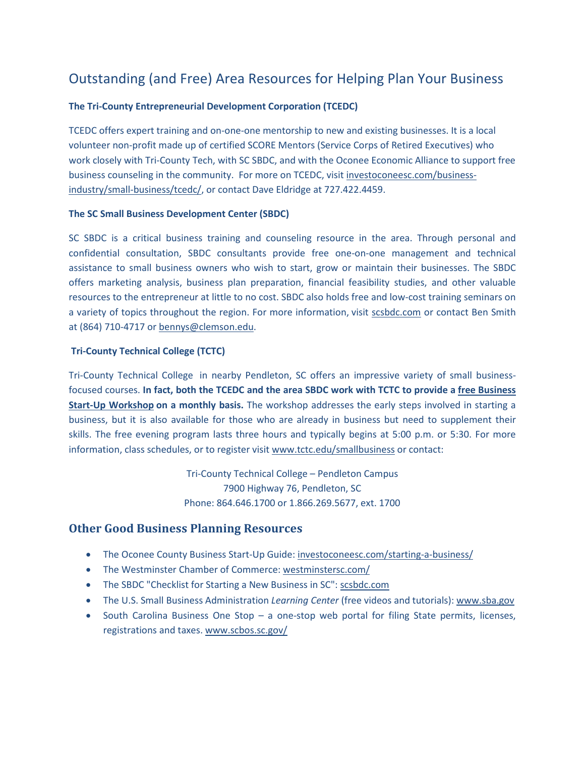# Outstanding (and Free) Area Resources for Helping Plan Your Business

### The Tri-County Entrepreneurial Development Corporation (TCEDC)

TCEDC offers expert training and on-one-one mentorship to new and existing businesses. It is a local volunteer non-profit made up of certified SCORE Mentors (Service Corps of Retired Executives) who work closely with Tri-County Tech, with SC SBDC, and with the Oconee Economic Alliance to support free business counseling in the community. For more on TCEDC, visit investoconeesc.com/business-industry/small-business/tcedc/, or contact Dave Eldridge at 727.422.4459.

### The SC Small Business Development Center (SBDC)

SC SBDC is a critical business training and counseling resource in the area. Through personal and confidential consultation, SBDC consultants provide free one-on-one management and technical assistance to small business owners who wish to start, grow or maintain their businesses. The SBDC offers marketing analysis, business plan preparation, financial feasibility studies, and other valuable resources to the entrepreneur at little to no cost. SBDC also holds free and low-cost training seminars on a variety of topics throughout the region. For more information, visit scsbdc.com or contact Ben Smith at (864) 710-4717 or bennys@clemson.edu.

### Tri-County Technical College (TCTC)

Tri-County Technical College in nearby Pendleton, SC offers an impressive variety of small business-focused courses. **In fact, both the TCEDC and the area SBDC work with TCTC to provide a free Business Start-Up Workshop on a monthly basis.** The workshop addresses the early steps involved in starting a business, but it is also available for those who are already in business but need to supplement their skills. The free evening program lasts three hours and typically begins at 5:00 p.m. or 5:30. For more information, class schedules, or to register visit www.tctc.edu/smallbusiness or contact:

Tri-County Technical College – Pendleton Campus
7900 Highway 76, Pendleton, SC
Phone: 864.646.1700 or 1.866.269.5677, ext. 1700

## Other Good Business Planning Resources

- The Oconee County Business Start-Up Guide: investoconeesc.com/starting-a-business/
- The Westminster Chamber of Commerce: westminstersc.com/
- The SBDC "Checklist for Starting a New Business in SC": scsbdc.com
- The U.S. Small Business Administration *Learning Center* (free videos and tutorials): www.sba.gov
- South Carolina Business One Stop – a one-stop web portal for filing State permits, licenses, registrations and taxes. www.scbos.sc.gov/